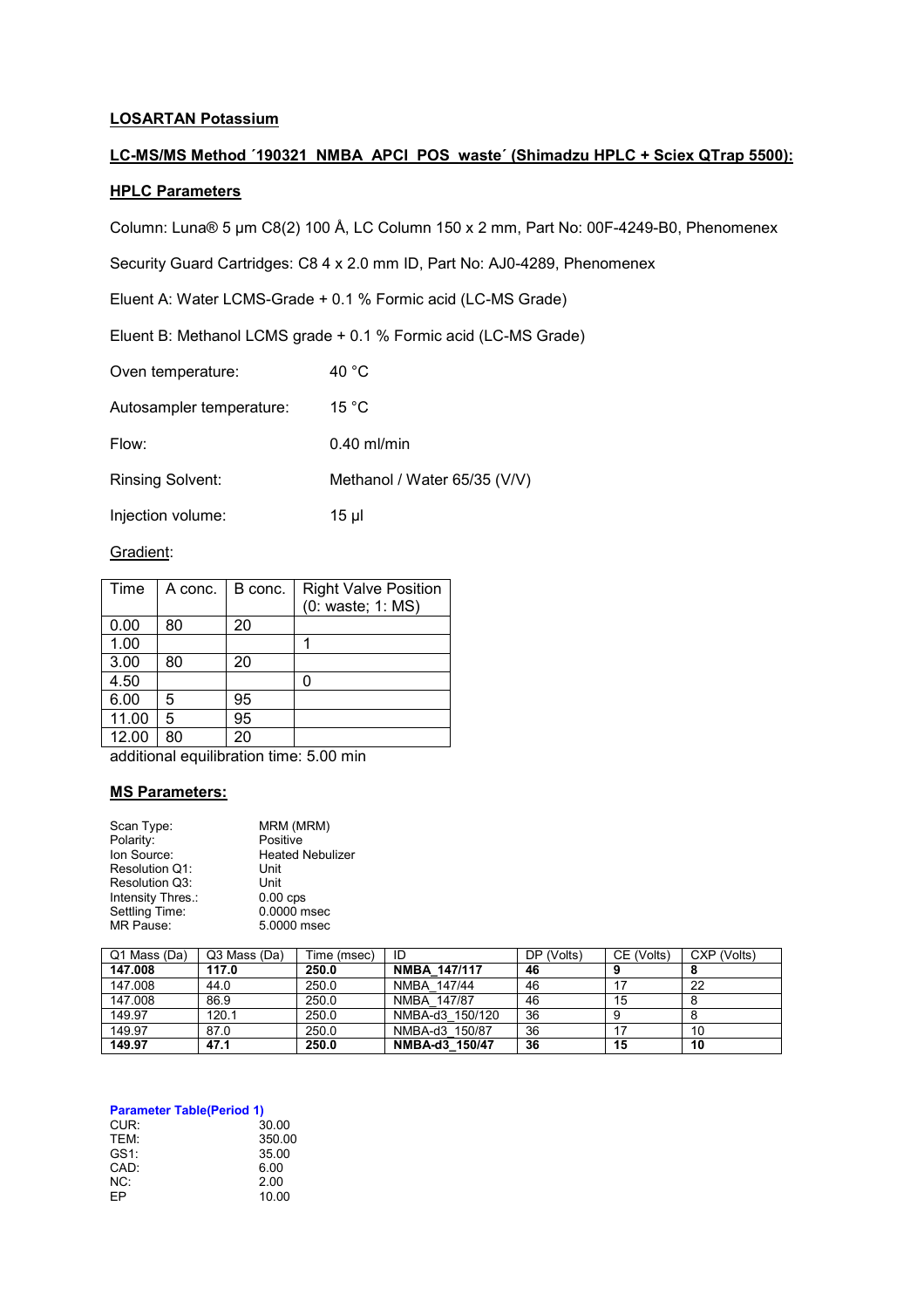**LOSARTAN Potassium**

**LC-MS/MS Method ´190321_NMBA_APCI_POS_waste´ (Shimadzu HPLC + Sciex QTrap 5500):**

**HPLC Parameters**

Column: Luna® 5 µm C8(2) 100 Å, LC Column 150 x 2 mm, Part No: 00F-4249-B0, Phenomenex

Security Guard Cartridges: C8 4 x 2.0 mm ID, Part No: AJ0-4289, Phenomenex

Eluent A: Water LCMS-Grade + 0.1 % Formic acid (LC-MS Grade)

Eluent B: Methanol LCMS grade + 0.1 % Formic acid (LC-MS Grade)

| | |
|---|---|
| Oven temperature: | 40 °C |
| Autosampler temperature: | 15 °C |
| Flow: | 0.40 ml/min |
| Rinsing Solvent: | Methanol / Water 65/35 (V/V) |
| Injection volume: | 15 µl |

Gradient:

| Time | A conc. | B conc. | Right Valve Position (0: waste; 1: MS) |
|---|---|---|---|
| 0.00 | 80 | 20 | |
| 1.00 | | | 1 |
| 3.00 | 80 | 20 | |
| 4.50 | | | 0 |
| 6.00 | 5 | 95 | |
| 11.00 | 5 | 95 | |
| 12.00 | 80 | 20 | |

additional equilibration time: 5.00 min

**MS Parameters:**

| | |
|---|---|
| Scan Type: | MRM (MRM) |
| Polarity: | Positive |
| Ion Source: | Heated Nebulizer |
| Resolution Q1: | Unit |
| Resolution Q3: | Unit |
| Intensity Thres.: | 0.00 cps |
| Settling Time: | 0.0000 msec |
| MR Pause: | 5.0000 msec |

| Q1 Mass (Da) | Q3 Mass (Da) | Time (msec) | ID | DP (Volts) | CE (Volts) | CXP (Volts) |
|---|---|---|---|---|---|---|
| **147.008** | **117.0** | **250.0** | **NMBA_147/117** | **46** | **9** | **8** |
| 147.008 | 44.0 | 250.0 | NMBA_147/44 | 46 | 17 | 22 |
| 147.008 | 86.9 | 250.0 | NMBA_147/87 | 46 | 15 | 8 |
| 149.97 | 120.1 | 250.0 | NMBA-d3_150/120 | 36 | 9 | 8 |
| 149.97 | 87.0 | 250.0 | NMBA-d3_150/87 | 36 | 17 | 10 |
| **149.97** | **47.1** | **250.0** | **NMBA-d3_150/47** | **36** | **15** | **10** |

**Parameter Table(Period 1)**

| | |
|---|---|
| CUR: | 30.00 |
| TEM: | 350.00 |
| GS1: | 35.00 |
| CAD: | 6.00 |
| NC: | 2.00 |
| EP | 10.00 |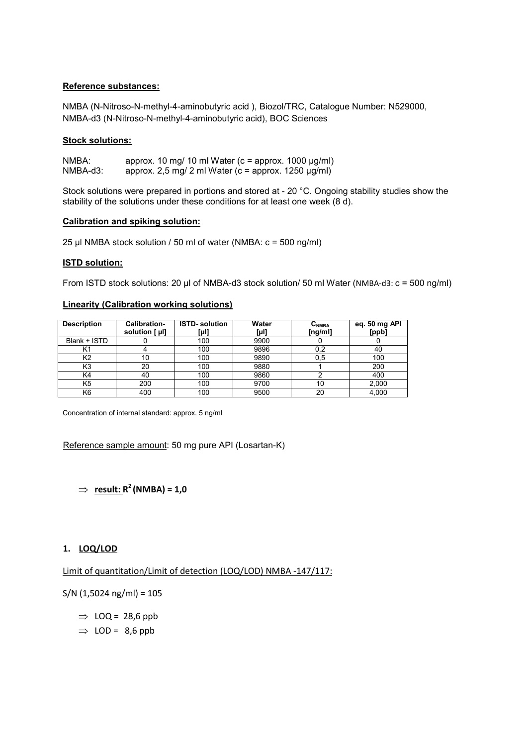**Reference substances:**

NMBA (N-Nitroso-N-methyl-4-aminobutyric acid ), Biozol/TRC, Catalogue Number: N529000,
NMBA-d3 (N-Nitroso-N-methyl-4-aminobutyric acid), BOC Sciences

**Stock solutions:**

NMBA: approx. 10 mg/ 10 ml Water (c = approx. 1000 µg/ml)
NMBA-d3: approx. 2,5 mg/ 2 ml Water (c = approx. 1250 µg/ml)

Stock solutions were prepared in portions and stored at - 20 °C. Ongoing stability studies show the stability of the solutions under these conditions for at least one week (8 d).

**Calibration and spiking solution:**

25 µl NMBA stock solution / 50 ml of water (NMBA: c = 500 ng/ml)

**ISTD solution:**

From ISTD stock solutions: 20 µl of NMBA-d3 stock solution/ 50 ml Water (NMBA-d3: c = 500 ng/ml)

**Linearity (Calibration working solutions)**

| Description | Calibration-solution [ µl] | ISTD- solution [µl] | Water [µl] | $C_{NMBA}$ [ng/ml] | eq. 50 mg API [ppb] |
|---|---|---|---|---|---|
| Blank + ISTD | 0 | 100 | 9900 | 0 | 0 |
| K1 | 4 | 100 | 9896 | 0,2 | 40 |
| K2 | 10 | 100 | 9890 | 0,5 | 100 |
| K3 | 20 | 100 | 9880 | 1 | 200 |
| K4 | 40 | 100 | 9860 | 2 | 400 |
| K5 | 200 | 100 | 9700 | 10 | 2,000 |
| K6 | 400 | 100 | 9500 | 20 | 4,000 |

Concentration of internal standard: approx. 5 ng/ml

Reference sample amount: 50 mg pure API (Losartan-K)

$\Rightarrow$ **result: $R^2$ (NMBA) = 1,0**

## 1. LOQ/LOD

Limit of quantitation/Limit of detection (LOQ/LOD) NMBA -147/117:

S/N (1,5024 ng/ml) = 105

- $\Rightarrow$ LOQ = 28,6 ppb
- $\Rightarrow$ LOD = 8,6 ppb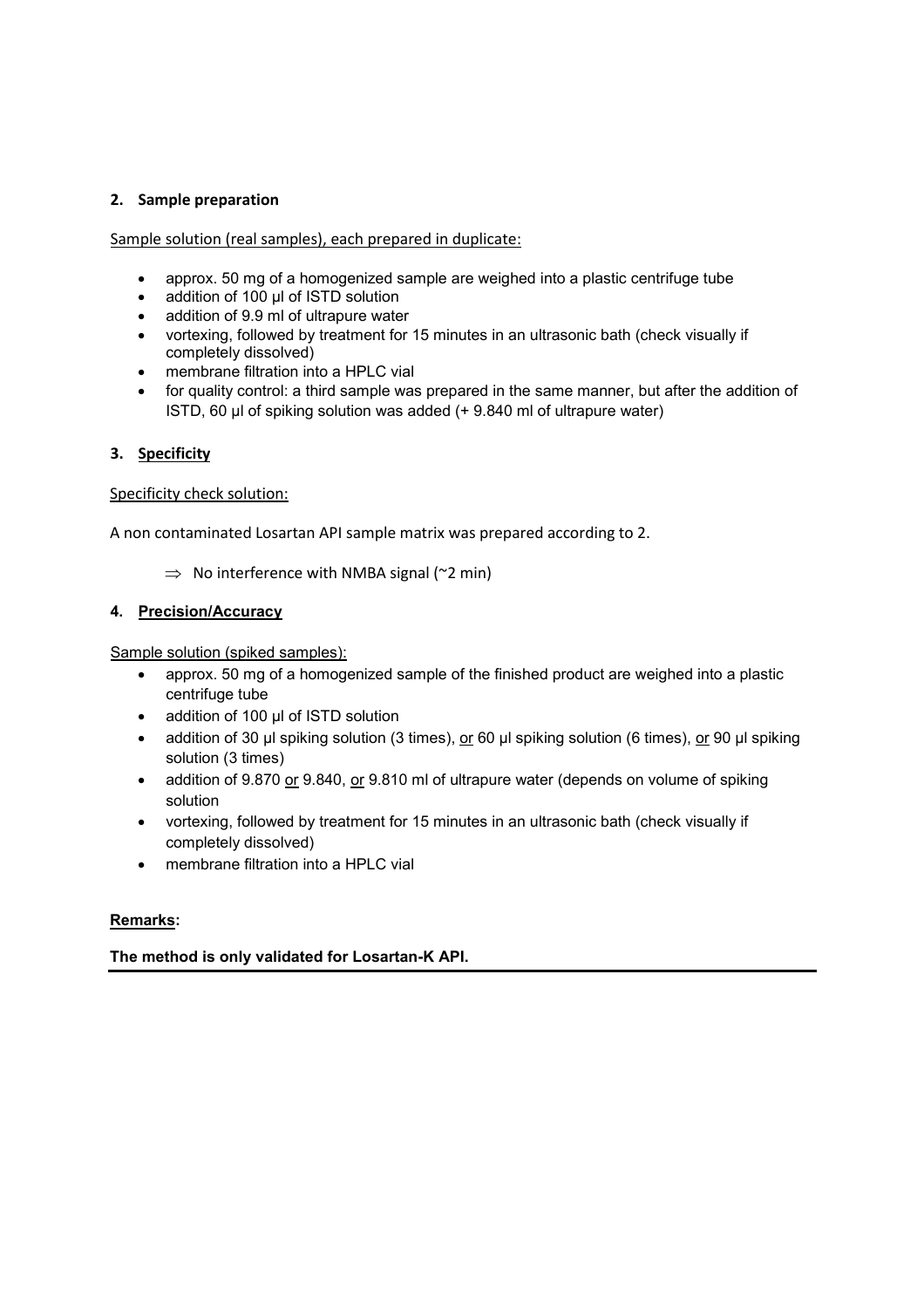## 2. Sample preparation

Sample solution (real samples), each prepared in duplicate:

- approx. 50 mg of a homogenized sample are weighed into a plastic centrifuge tube
- addition of 100 µl of ISTD solution
- addition of 9.9 ml of ultrapure water
- vortexing, followed by treatment for 15 minutes in an ultrasonic bath (check visually if completely dissolved)
- membrane filtration into a HPLC vial
- for quality control: a third sample was prepared in the same manner, but after the addition of ISTD, 60 µl of spiking solution was added (+ 9.840 ml of ultrapure water)

## 3. Specificity

Specificity check solution:

A non contaminated Losartan API sample matrix was prepared according to 2.

$\Rightarrow$ No interference with NMBA signal (~2 min)

## 4. Precision/Accuracy

Sample solution (spiked samples):

- approx. 50 mg of a homogenized sample of the finished product are weighed into a plastic centrifuge tube
- addition of 100 µl of ISTD solution
- addition of 30 µl spiking solution (3 times), or 60 µl spiking solution (6 times), or 90 µl spiking solution (3 times)
- addition of 9.870 or 9.840, or 9.810 ml of ultrapure water (depends on volume of spiking solution
- vortexing, followed by treatment for 15 minutes in an ultrasonic bath (check visually if completely dissolved)
- membrane filtration into a HPLC vial

**Remarks:**

**The method is only validated for Losartan-K API.**